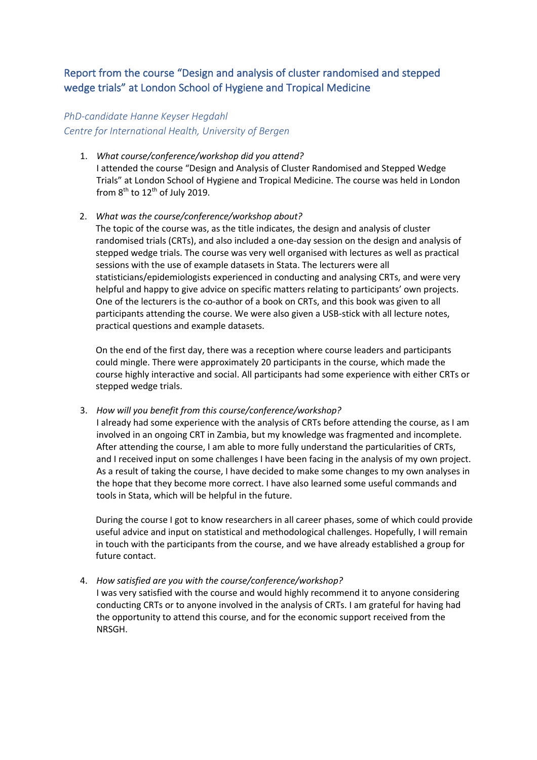# Report from the course "Design and analysis of cluster randomised and stepped wedge trials" at London School of Hygiene and Tropical Medicine

*PhD-candidate Hanne Keyser Hegdahl*
*Centre for International Health, University of Bergen*

1. *What course/conference/workshop did you attend?*
   I attended the course "Design and Analysis of Cluster Randomised and Stepped Wedge Trials" at London School of Hygiene and Tropical Medicine. The course was held in London from 8th to 12th of July 2019.

2. *What was the course/conference/workshop about?*
   The topic of the course was, as the title indicates, the design and analysis of cluster randomised trials (CRTs), and also included a one-day session on the design and analysis of stepped wedge trials. The course was very well organised with lectures as well as practical sessions with the use of example datasets in Stata. The lecturers were all statisticians/epidemiologists experienced in conducting and analysing CRTs, and were very helpful and happy to give advice on specific matters relating to participants' own projects. One of the lecturers is the co-author of a book on CRTs, and this book was given to all participants attending the course. We were also given a USB-stick with all lecture notes, practical questions and example datasets.

   On the end of the first day, there was a reception where course leaders and participants could mingle. There were approximately 20 participants in the course, which made the course highly interactive and social. All participants had some experience with either CRTs or stepped wedge trials.

3. *How will you benefit from this course/conference/workshop?*
   I already had some experience with the analysis of CRTs before attending the course, as I am involved in an ongoing CRT in Zambia, but my knowledge was fragmented and incomplete. After attending the course, I am able to more fully understand the particularities of CRTs, and I received input on some challenges I have been facing in the analysis of my own project. As a result of taking the course, I have decided to make some changes to my own analyses in the hope that they become more correct. I have also learned some useful commands and tools in Stata, which will be helpful in the future.

   During the course I got to know researchers in all career phases, some of which could provide useful advice and input on statistical and methodological challenges. Hopefully, I will remain in touch with the participants from the course, and we have already established a group for future contact.

4. *How satisfied are you with the course/conference/workshop?*
   I was very satisfied with the course and would highly recommend it to anyone considering conducting CRTs or to anyone involved in the analysis of CRTs. I am grateful for having had the opportunity to attend this course, and for the economic support received from the NRSGH.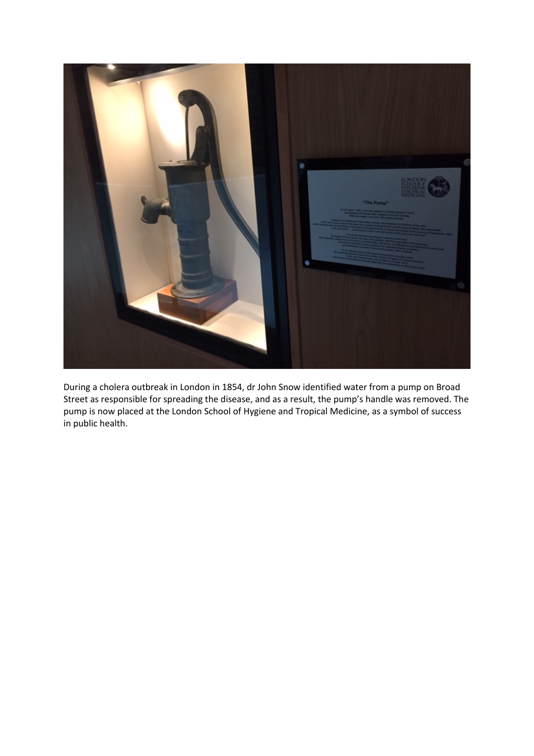During a cholera outbreak in London in 1854, dr John Snow identified water from a pump on Broad Street as responsible for spreading the disease, and as a result, the pump's handle was removed. The pump is now placed at the London School of Hygiene and Tropical Medicine, as a symbol of success in public health.